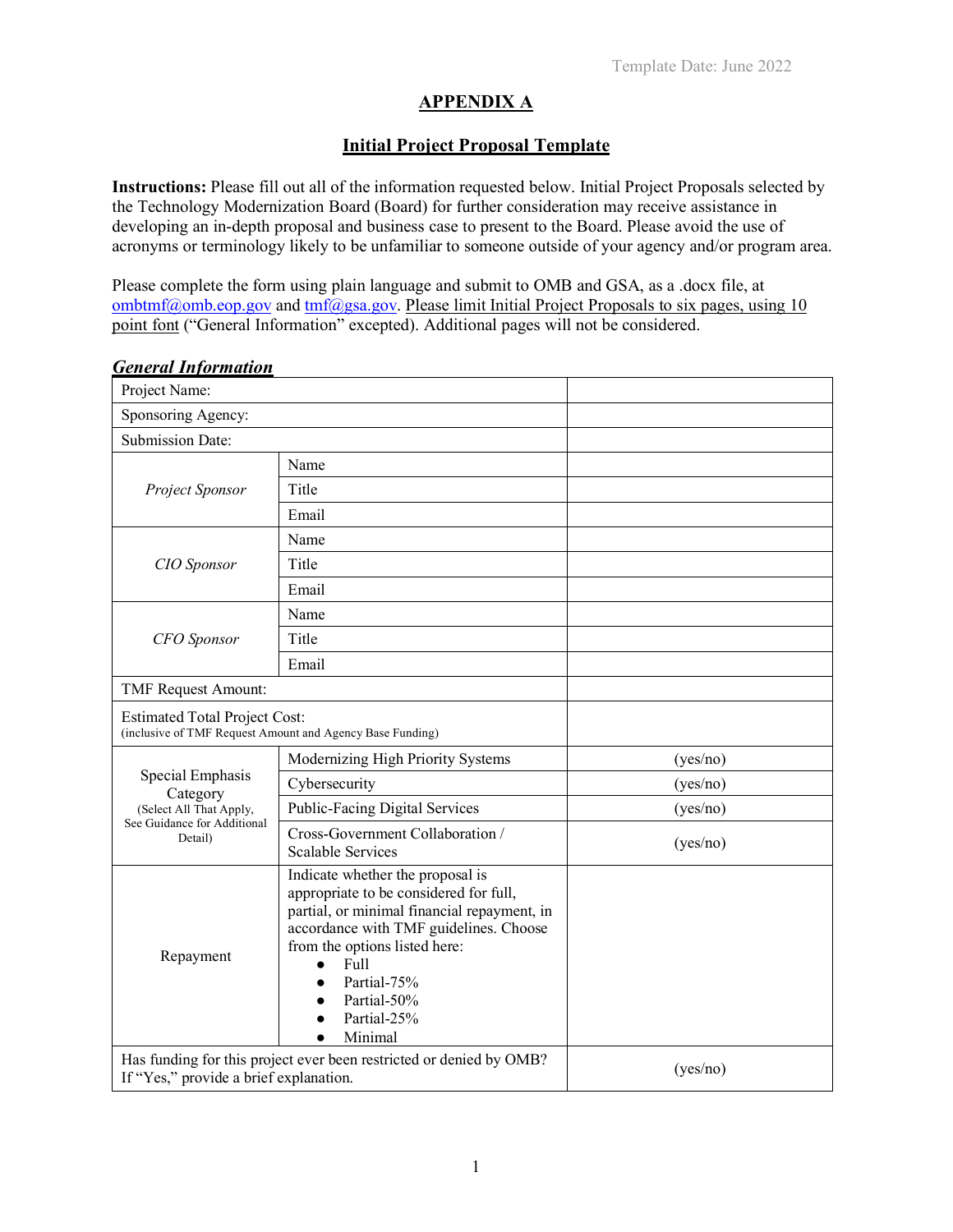Template Date: June 2022

# APPENDIX A

## Initial Project Proposal Template

**Instructions:** Please fill out all of the information requested below. Initial Project Proposals selected by the Technology Modernization Board (Board) for further consideration may receive assistance in developing an in-depth proposal and business case to present to the Board. Please avoid the use of acronyms or terminology likely to be unfamiliar to someone outside of your agency and/or program area.

Please complete the form using plain language and submit to OMB and GSA, as a .docx file, at ombtmf@omb.eop.gov and tmf@gsa.gov. Please limit Initial Project Proposals to six pages, using 10 point font ("General Information" excepted). Additional pages will not be considered.

### *General Information*

| | | |
|---|---|---|
| Project Name: | | |
| Sponsoring Agency: | | |
| Submission Date: | | |
| *Project Sponsor* | Name | |
| | Title | |
| | Email | |
| *CIO Sponsor* | Name | |
| | Title | |
| | Email | |
| *CFO Sponsor* | Name | |
| | Title | |
| | Email | |
| TMF Request Amount: | | |
| Estimated Total Project Cost: (inclusive of TMF Request Amount and Agency Base Funding) | | |
| Special Emphasis Category (Select All That Apply, See Guidance for Additional Detail) | Modernizing High Priority Systems | (yes/no) |
| | Cybersecurity | (yes/no) |
| | Public-Facing Digital Services | (yes/no) |
| | Cross-Government Collaboration / Scalable Services | (yes/no) |
| Repayment | Indicate whether the proposal is appropriate to be considered for full, partial, or minimal financial repayment, in accordance with TMF guidelines. Choose from the options listed here: <br>• Full <br>• Partial-75% <br>• Partial-50% <br>• Partial-25% <br>• Minimal | |
| Has funding for this project ever been restricted or denied by OMB? If "Yes," provide a brief explanation. | | (yes/no) |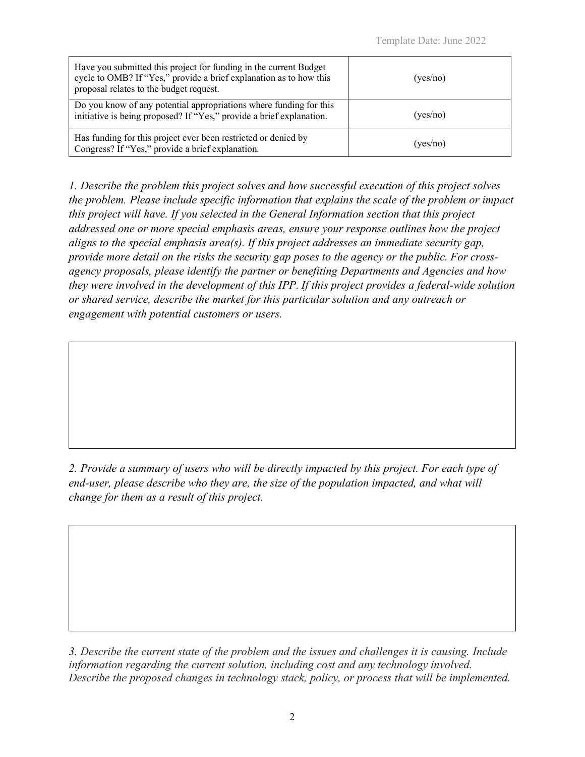| Have you submitted this project for funding in the current Budget cycle to OMB? If "Yes," provide a brief explanation as to how this proposal relates to the budget request. | (yes/no) |
|---|---|
| Do you know of any potential appropriations where funding for this initiative is being proposed? If "Yes," provide a brief explanation. | (yes/no) |
| Has funding for this project ever been restricted or denied by Congress? If "Yes," provide a brief explanation. | (yes/no) |

*1. Describe the problem this project solves and how successful execution of this project solves the problem. Please include specific information that explains the scale of the problem or impact this project will have. If you selected in the General Information section that this project addressed one or more special emphasis areas, ensure your response outlines how the project aligns to the special emphasis area(s). If this project addresses an immediate security gap, provide more detail on the risks the security gap poses to the agency or the public. For cross-agency proposals, please identify the partner or benefiting Departments and Agencies and how they were involved in the development of this IPP. If this project provides a federal-wide solution or shared service, describe the market for this particular solution and any outreach or engagement with potential customers or users.*

| |
|---|
| |

*2. Provide a summary of users who will be directly impacted by this project. For each type of end-user, please describe who they are, the size of the population impacted, and what will change for them as a result of this project.*

| |
|---|
| |

*3. Describe the current state of the problem and the issues and challenges it is causing. Include information regarding the current solution, including cost and any technology involved. Describe the proposed changes in technology stack, policy, or process that will be implemented.*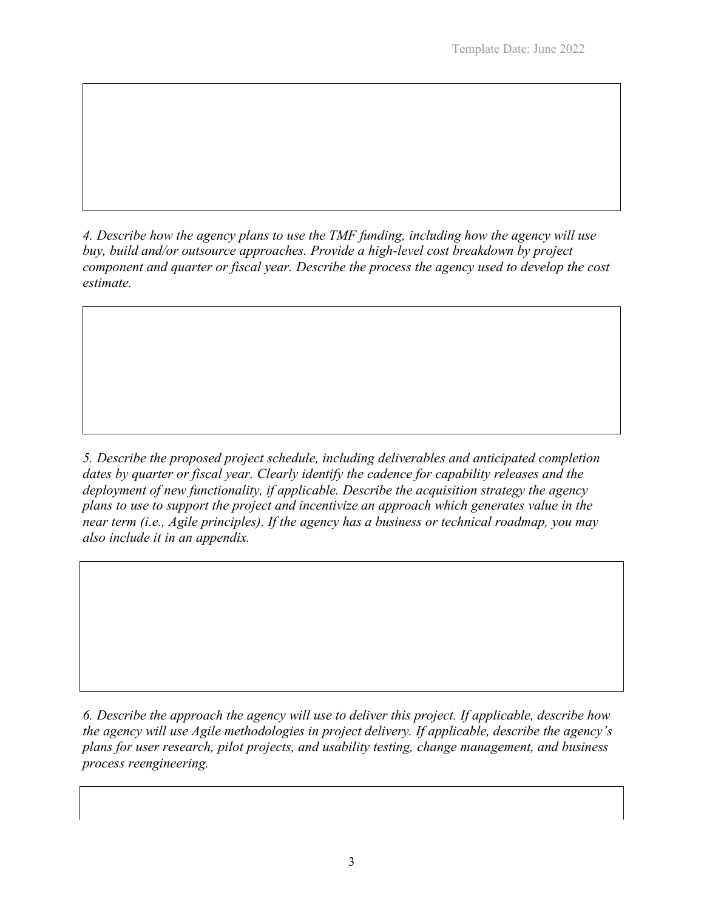*4. Describe how the agency plans to use the TMF funding, including how the agency will use buy, build and/or outsource approaches. Provide a high-level cost breakdown by project component and quarter or fiscal year. Describe the process the agency used to develop the cost estimate.*

*5. Describe the proposed project schedule, including deliverables and anticipated completion dates by quarter or fiscal year. Clearly identify the cadence for capability releases and the deployment of new functionality, if applicable. Describe the acquisition strategy the agency plans to use to support the project and incentivize an approach which generates value in the near term (i.e., Agile principles). If the agency has a business or technical roadmap, you may also include it in an appendix.*

*6. Describe the approach the agency will use to deliver this project. If applicable, describe how the agency will use Agile methodologies in project delivery. If applicable, describe the agency's plans for user research, pilot projects, and usability testing, change management, and business process reengineering.*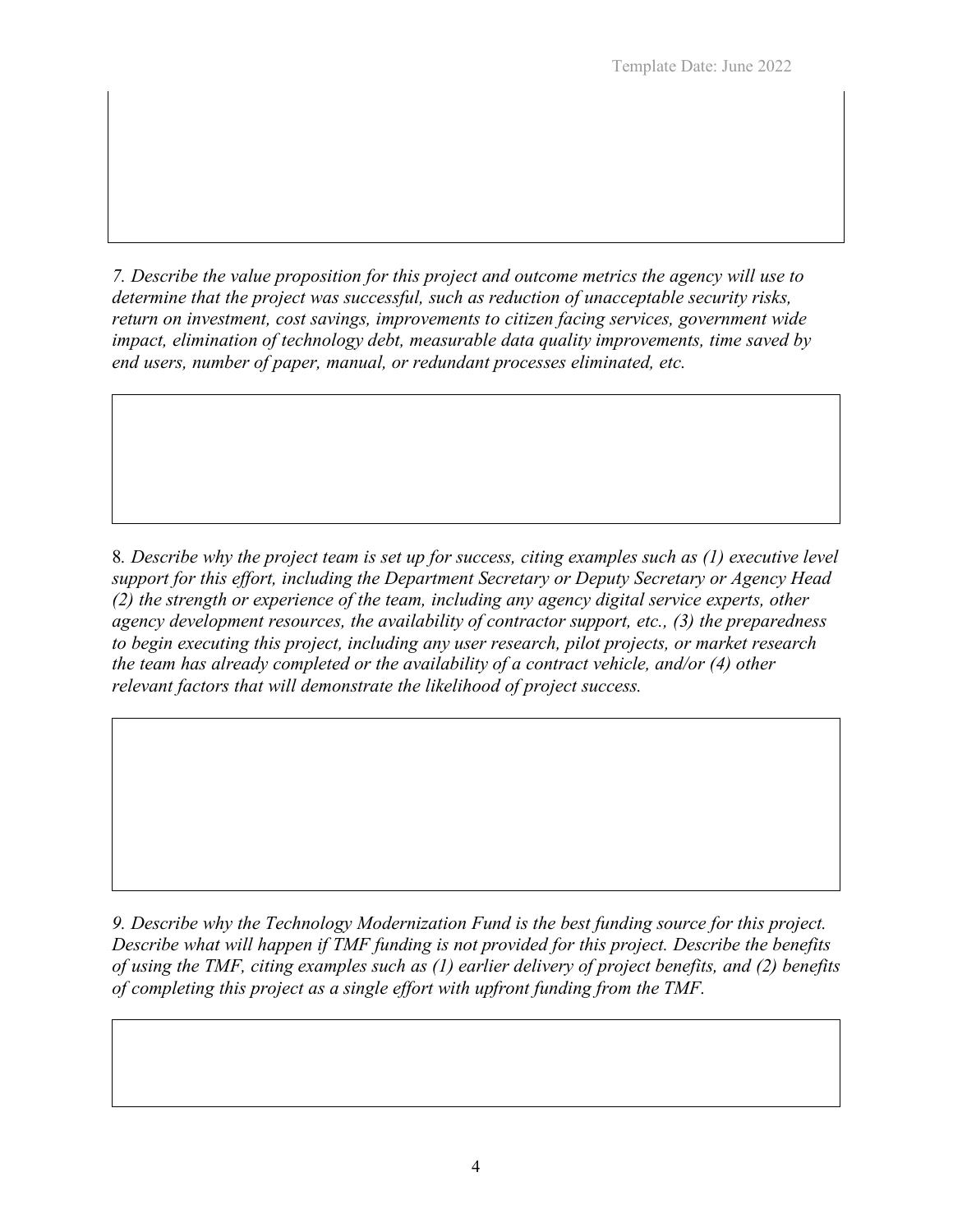*7. Describe the value proposition for this project and outcome metrics the agency will use to determine that the project was successful, such as reduction of unacceptable security risks, return on investment, cost savings, improvements to citizen facing services, government wide impact, elimination of technology debt, measurable data quality improvements, time saved by end users, number of paper, manual, or redundant processes eliminated, etc.*

8. *Describe why the project team is set up for success, citing examples such as (1) executive level support for this effort, including the Department Secretary or Deputy Secretary or Agency Head (2) the strength or experience of the team, including any agency digital service experts, other agency development resources, the availability of contractor support, etc., (3) the preparedness to begin executing this project, including any user research, pilot projects, or market research the team has already completed or the availability of a contract vehicle, and/or (4) other relevant factors that will demonstrate the likelihood of project success.*

*9. Describe why the Technology Modernization Fund is the best funding source for this project. Describe what will happen if TMF funding is not provided for this project. Describe the benefits of using the TMF, citing examples such as (1) earlier delivery of project benefits, and (2) benefits of completing this project as a single effort with upfront funding from the TMF.*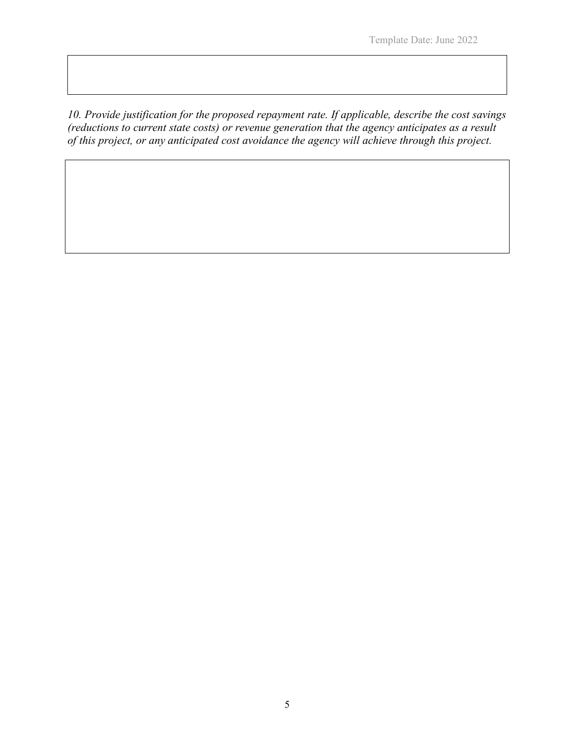*10. Provide justification for the proposed repayment rate. If applicable, describe the cost savings (reductions to current state costs) or revenue generation that the agency anticipates as a result of this project, or any anticipated cost avoidance the agency will achieve through this project.*